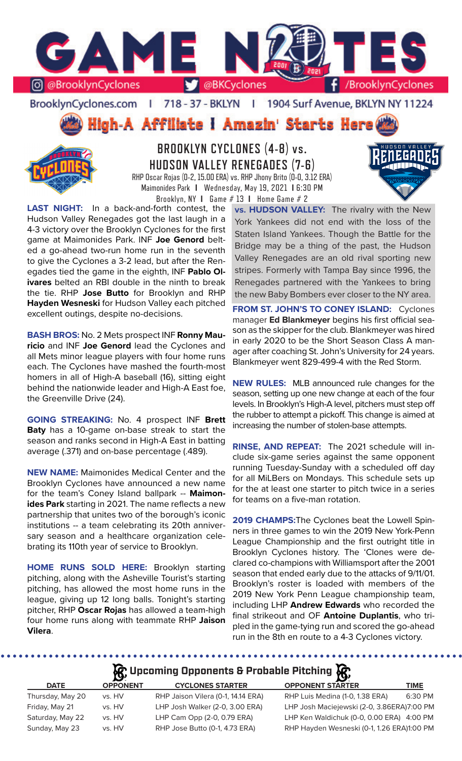# GAME NOTES

@BrooklynCyclones | @BKCyclones | /BrooklynCyclones

BrooklynCyclones.com | 718 - 37 - BKLYN | 1904 Surf Avenue, BKLYN NY 11224

**High-A Affiliate I Amazin' Starts Here**

## BROOKLYN CYCLONES (4-8) vs. HUDSON VALLEY RENEGADES (7-6)

RHP Oscar Rojas (0-2, 15.00 ERA) vs. RHP Jhony Brito (0-0, 3.12 ERA)

Maimonides Park | Wednesday, May 19, 2021 | 6:30 PM

Brooklyn, NY | Game # 13 | Home Game # 2

**LAST NIGHT:** In a back-and-forth contest, the Hudson Valley Renegades got the last laugh in a 4-3 victory over the Brooklyn Cyclones for the first game at Maimonides Park. INF **Joe Genord** belted a go-ahead two-run home run in the seventh to give the Cyclones a 3-2 lead, but after the Renegades tied the game in the eighth, INF **Pablo Olivares** belted an RBI double in the ninth to break the tie. RHP **Jose Butto** for Brooklyn and RHP **Hayden Wesneski** for Hudson Valley each pitched excellent outings, despite no-decisions.

**BASH BROS:** No. 2 Mets prospect INF **Ronny Mauricio** and INF **Joe Genord** lead the Cyclones and all Mets minor league players with four home runs each. The Cyclones have mashed the fourth-most homers in all of High-A baseball (16), sitting eight behind the nationwide leader and High-A East foe, the Greenville Drive (24).

**GOING STREAKING:** No. 4 prospect INF **Brett Baty** has a 10-game on-base streak to start the season and ranks second in High-A East in batting average (.371) and on-base percentage (.489).

**NEW NAME:** Maimonides Medical Center and the Brooklyn Cyclones have announced a new name for the team's Coney Island ballpark -- **Maimonides Park** starting in 2021. The name reflects a new partnership that unites two of the borough's iconic institutions -- a team celebrating its 20th anniversary season and a healthcare organization celebrating its 110th year of service to Brooklyn.

**HOME RUNS SOLD HERE:** Brooklyn starting pitching, along with the Asheville Tourist's starting pitching, has allowed the most home runs in the league, giving up 12 long balls. Tonight's starting pitcher, RHP **Oscar Rojas** has allowed a team-high four home runs along with teammate RHP **Jaison Vilera**.

**vs. HUDSON VALLEY:** The rivalry with the New York Yankees did not end with the loss of the Staten Island Yankees. Though the Battle for the Bridge may be a thing of the past, the Hudson Valley Renegades are an old rival sporting new stripes. Formerly with Tampa Bay since 1996, the Renegades partnered with the Yankees to bring the new Baby Bombers ever closer to the NY area.

**FROM ST. JOHN'S TO CONEY ISLAND:** Cyclones manager **Ed Blankmeyer** begins his first official season as the skipper for the club. Blankmeyer was hired in early 2020 to be the Short Season Class A manager after coaching St. John's University for 24 years. Blankmeyer went 829-499-4 with the Red Storm.

**NEW RULES:** MLB announced rule changes for the season, setting up one new change at each of the four levels. In Brooklyn's High-A level, pitchers must step off the rubber to attempt a pickoff. This change is aimed at increasing the number of stolen-base attempts.

**RINSE, AND REPEAT:** The 2021 schedule will include six-game series against the same opponent running Tuesday-Sunday with a scheduled off day for all MiLBers on Mondays. This schedule sets up for the at least one starter to pitch twice in a series for teams on a five-man rotation.

**2019 CHAMPS:** The Cyclones beat the Lowell Spinners in three games to win the 2019 New York-Penn League Championship and the first outright title in Brooklyn Cyclones history. The 'Clones were declared co-champions with Williamsport after the 2001 season that ended early due to the attacks of 9/11/01. Brooklyn's roster is loaded with members of the 2019 New York Penn League championship team, including LHP **Andrew Edwards** who recorded the final strikeout and OF **Antoine Duplantis**, who tripled in the game-tying run and scored the go-ahead run in the 8th en route to a 4-3 Cyclones victory.

## Upcoming Opponents & Probable Pitching

| DATE | OPPONENT | CYCLONES STARTER | OPPONENT STARTER | TIME |
|---|---|---|---|---|
| Thursday, May 20 | vs. HV | RHP Jaison Vilera (0-1, 14.14 ERA) | RHP Luis Medina (1-0, 1.38 ERA) | 6:30 PM |
| Friday, May 21 | vs. HV | LHP Josh Walker (2-0, 3.00 ERA) | LHP Josh Maciejewski (2-0, 3.86ERA) | 7:00 PM |
| Saturday, May 22 | vs. HV | LHP Cam Opp (2-0, 0.79 ERA) | LHP Ken Waldichuk (0-0, 0.00 ERA) | 4:00 PM |
| Sunday, May 23 | vs. HV | RHP Jose Butto (0-1, 4.73 ERA) | RHP Hayden Wesneski (0-1, 1.26 ERA) | 1:00 PM |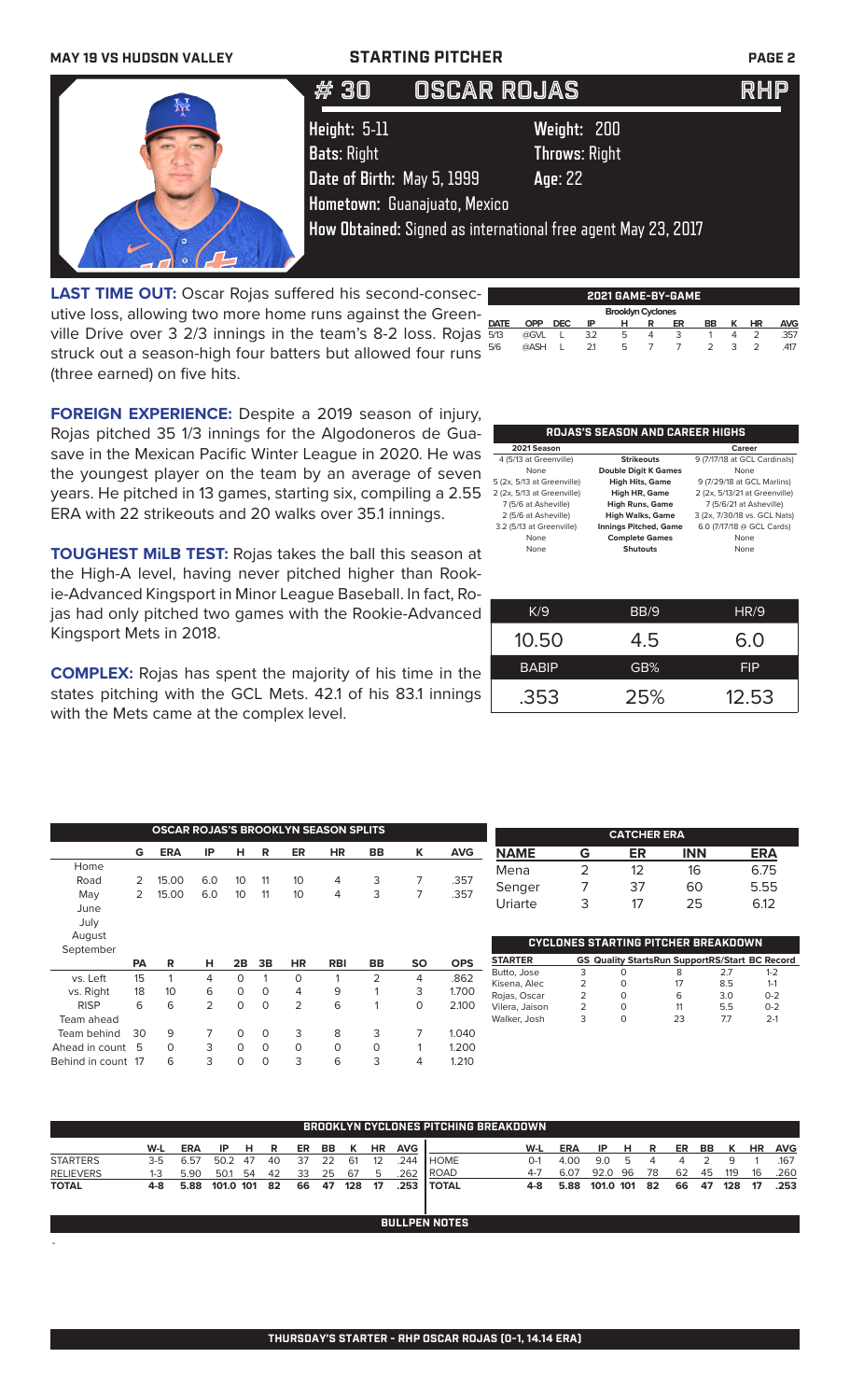MAY 19 VS HUDSON VALLEY — STARTING PITCHER

# # 30 OSCAR ROJAS RHP

**Height:** 5-11 **Weight:** 200
**Bats:** Right **Throws:** Right
**Date of Birth:** May 5, 1999 **Age:** 22
**Hometown:** Guanajuato, Mexico
**How Obtained:** Signed as international free agent May 23, 2017

**LAST TIME OUT:** Oscar Rojas suffered his second-consecutive loss, allowing two more home runs against the Greenville Drive over 3 2/3 innings in the team's 8-2 loss. Rojas struck out a season-high four batters but allowed four runs (three earned) on five hits.

**FOREIGN EXPERIENCE:** Despite a 2019 season of injury, Rojas pitched 35 1/3 innings for the Algodoneros de Guasave in the Mexican Pacific Winter League in 2020. He was the youngest player on the team by an average of seven years. He pitched in 13 games, starting six, compiling a 2.55 ERA with 22 strikeouts and 20 walks over 35.1 innings.

**TOUGHEST MiLB TEST:** Rojas takes the ball this season at the High-A level, having never pitched higher than Rookie-Advanced Kingsport in Minor League Baseball. In fact, Rojas had only pitched two games with the Rookie-Advanced Kingsport Mets in 2018.

**COMPLEX:** Rojas has spent the majority of his time in the states pitching with the GCL Mets. 42.1 of his 83.1 innings with the Mets came at the complex level.

**2021 GAME-BY-GAME**

| Brooklyn Cyclones | | | | | | | | | | |
|---|---|---|---|---|---|---|---|---|---|---|
| DATE | OPP | DEC | IP | H | R | ER | BB | K | HR | AVG |
| 5/13 | @GVL | L | 3.2 | 5 | 4 | 3 | 1 | 4 | 2 | .357 |
| 5/6 | @ASH | L | 2.1 | 5 | 7 | 7 | 2 | 3 | 2 | .417 |

**ROJAS'S SEASON AND CAREER HIGHS**

| 2021 Season | | Career |
|---|---|---|
| 4 (5/13 at Greenville) | Strikeouts | 9 (7/17/18 at GCL Cardinals) |
| None | Double Digit K Games | None |
| 5 (2x, 5/13 at Greenville) | High Hits, Game | 9 (7/29/18 at GCL Marlins) |
| 2 (2x, 5/13 at Greenville) | High HR, Game | 2 (2x, 5/13/21 at Greenville) |
| 7 (5/6 at Asheville) | High Runs, Game | 7 (5/6/21 at Asheville) |
| 2 (5/6 at Asheville) | High Walks, Game | 3 (2x, 7/30/18 vs. GCL Nats) |
| 3.2 (5/13 at Greenville) | Innings Pitched, Game | 6.0 (7/17/18 @ GCL Cards) |
| None | Complete Games | None |
| None | Shutouts | None |

| K/9 | BB/9 | HR/9 |
|---|---|---|
| 10.50 | 4.5 | 6.0 |
| **BABIP** | **GB%** | **FIP** |
| .353 | 25% | 12.53 |

**OSCAR ROJAS'S BROOKLYN SEASON SPLITS**

| | G | ERA | IP | H | R | ER | HR | BB | K | AVG |
|---|---|---|---|---|---|---|---|---|---|---|
| Home | | | | | | | | | | |
| Road | 2 | 15.00 | 6.0 | 10 | 11 | 10 | 4 | 3 | 7 | .357 |
| May | 2 | 15.00 | 6.0 | 10 | 11 | 10 | 4 | 3 | 7 | .357 |
| June | | | | | | | | | | |
| July | | | | | | | | | | |
| August | | | | | | | | | | |
| September | | | | | | | | | | |

| | PA | R | H | 2B | 3B | HR | RBI | BB | SO | OPS |
|---|---|---|---|---|---|---|---|---|---|---|
| vs. Left | 15 | 1 | 4 | 0 | 1 | 0 | 1 | 2 | 4 | .862 |
| vs. Right | 18 | 10 | 6 | 0 | 0 | 4 | 9 | 1 | 3 | 1.700 |
| RISP | 6 | 6 | 2 | 0 | 0 | 2 | 6 | 1 | 0 | 2.100 |
| Team ahead | | | | | | | | | | |
| Team behind | 30 | 9 | 7 | 0 | 0 | 3 | 8 | 3 | 7 | 1.040 |
| Ahead in count | 5 | 0 | 3 | 0 | 0 | 0 | 0 | 0 | 1 | 1.200 |
| Behind in count | 17 | 6 | 3 | 0 | 0 | 3 | 6 | 3 | 4 | 1.210 |

**CATCHER ERA**

| NAME | G | ER | INN | ERA |
|---|---|---|---|---|
| Mena | 2 | 12 | 16 | 6.75 |
| Senger | 7 | 37 | 60 | 5.55 |
| Uriarte | 3 | 17 | 25 | 6.12 |

**CYCLONES STARTING PITCHER BREAKDOWN**

| STARTER | GS | Quality Starts | Run Support | RS/Start | BC Record |
|---|---|---|---|---|---|
| Butto, Jose | 3 | 0 | 8 | 2.7 | 1-2 |
| Kisena, Alec | 2 | 0 | 17 | 8.5 | 1-1 |
| Rojas, Oscar | 2 | 0 | 6 | 3.0 | 0-2 |
| Vilera, Jaison | 2 | 0 | 11 | 5.5 | 0-2 |
| Walker, Josh | 3 | 0 | 23 | 7.7 | 2-1 |

**BROOKLYN CYCLONES PITCHING BREAKDOWN**

| | W-L | ERA | IP | H | R | ER | BB | K | HR | AVG |
|---|---|---|---|---|---|---|---|---|---|---|
| STARTERS | 3-5 | 6.57 | 50.2 | 47 | 40 | 37 | 22 | 61 | 12 | .244 |
| RELIEVERS | 1-3 | 5.90 | 50.1 | 54 | 42 | 33 | 25 | 67 | 5 | .262 |
| TOTAL | 4-8 | 5.88 | 101.0 | 101 | 82 | 66 | 47 | 128 | 17 | .253 |

| | W-L | ERA | IP | H | R | ER | BB | K | HR | AVG |
|---|---|---|---|---|---|---|---|---|---|---|
| HOME | 0-1 | 4.00 | 9.0 | 5 | 4 | 4 | 2 | 9 | 1 | .167 |
| ROAD | 4-7 | 6.07 | 92.0 | 96 | 78 | 62 | 45 | 119 | 16 | .260 |
| TOTAL | 4-8 | 5.88 | 101.0 | 101 | 82 | 66 | 47 | 128 | 17 | .253 |

**BULLPEN NOTES**

-

THURSDAY'S STARTER - RHP OSCAR ROJAS (0-1, 14.14 ERA)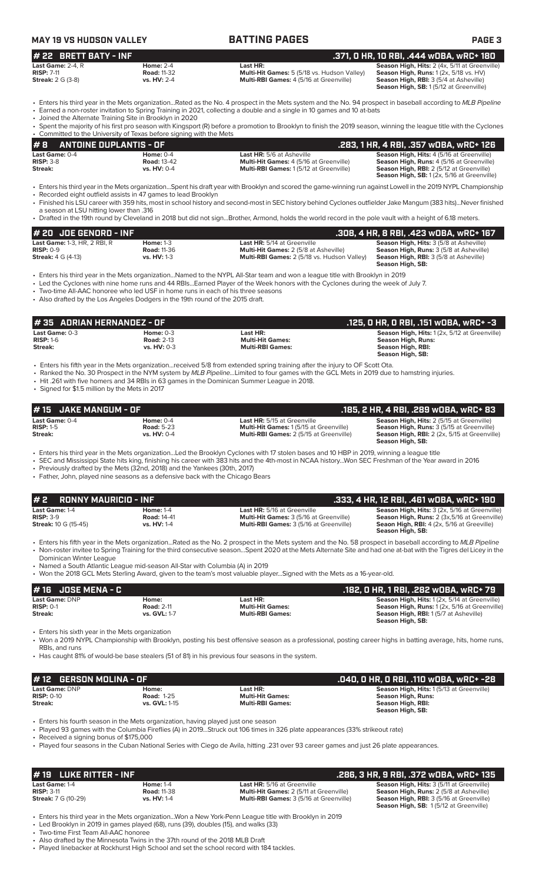**MAY 19 VS HUDSON VALLEY** — **BATTING PAGES**

## # 22 BRETT BATY - INF — .371, 0 HR, 10 RBI, .444 wOBA, wRC+ 180

| | | | |
|---|---|---|---|
| **Last Game:** 2-4, R | **Home:** 2-4 | **Last HR:** | **Season High, Hits:** 2 (4x, 5/11 at Greenville) |
| **RISP:** 7-11 | **Road:** 11-32 | **Multi-Hit Games:** 5 (5/18 vs. Hudson Valley) | **Season High, Runs:** 1 (2x, 5/18 vs. HV) |
| **Streak:** 2 G (3-8) | **vs. HV:** 2-4 | **Multi-RBI Games:** 4 (5/16 at Greenville) | **Season High, RBI:** 3 (5/4 at Asheville) |
| | | | **Season High, SB:** 1 (5/12 at Greenville) |

- Enters his third year in the Mets organization...Rated as the No. 4 prospect in the Mets system and the No. 94 prospect in baseball according to *MLB Pipeline*
- Earned a non-roster invitation to Spring Training in 2021, collecting a double and a single in 10 games and 10 at-bats
- Joined the Alternate Training Site in Brooklyn in 2020
- Spent the majority of his first pro season with Kingsport (R) before a promotion to Brooklyn to finish the 2019 season, winning the league title with the Cyclones
- Committed to the University of Texas before signing with the Mets

## # 8 ANTOINE DUPLANTIS - OF — .283, 1 HR, 4 RBI, .357 wOBA, wRC+ 126

| | | | |
|---|---|---|---|
| **Last Game:** 0-4 | **Home:** 0-4 | **Last HR:** 5/6 at Asheville | **Season High, Hits:** 4 (5/16 at Greenville) |
| **RISP:** 3-8 | **Road:** 13-42 | **Multi-Hit Games:** 4 (5/16 at Greenville) | **Season High, Runs:** 4 (5/16 at Greenville) |
| **Streak:** | **vs. HV:** 0-4 | **Multi-RBI Games:** 1 (5/12 at Greenville) | **Season High, RBI:** 2 (5/12 at Greenville) |
| | | | **Season High, SB:** 1 (2x, 5/16 at Greenville) |

- Enters his third year in the Mets organization...Spent his draft year with Brooklyn and scored the game-winning run against Lowell in the 2019 NYPL Championship
- Recorded eight outfield assists in 47 games to lead Brooklyn
- Finished his LSU career with 359 hits, most in school history and second-most in SEC history behind Cyclones outfielder Jake Mangum (383 hits)...Never finished a season at LSU hitting lower than .316
- Drafted in the 19th round by Cleveland in 2018 but did not sign...Brother, Armond, holds the world record in the pole vault with a height of 6.18 meters.

## # 20 JOE GENORD - INF — .308, 4 HR, 8 RBI, .423 wOBA, wRC+ 167

| | | | |
|---|---|---|---|
| **Last Game:** 1-3, HR, 2 RBI, R | **Home:** 1-3 | **Last HR:** 5/14 at Greenville | **Season High, Hits:** 3 (5/8 at Asheville) |
| **RISP:** 0-9 | **Road:** 11-36 | **Multi-Hit Games:** 2 (5/8 at Asheville) | **Season High, Runs:** 3 (5/8 at Asheville) |
| **Streak:** 4 G (4-13) | **vs. HV:** 1-3 | **Multi-RBI Games:** 2 (5/18 vs. Hudson Valley) | **Season High, RBI:** 3 (5/8 at Asheville) |
| | | | **Season High, SB:** |

- Enters his third year in the Mets organization...Named to the NYPL All-Star team and won a league title with Brooklyn in 2019
- Led the Cyclones with nine home runs and 44 RBIs...Earned Player of the Week honors with the Cyclones during the week of July 7.
- Two-time All-AAC honoree who led USF in home runs in each of his three seasons
- Also drafted by the Los Angeles Dodgers in the 19th round of the 2015 draft.

## # 35 ADRIAN HERNANDEZ - OF — .125, 0 HR, 0 RBI, .151 wOBA, wRC+ -3

| | | | |
|---|---|---|---|
| **Last Game:** 0-3 | **Home:** 0-3 | **Last HR:** | **Season High, Hits:** 1 (2x, 5/12 at Greenville) |
| **RISP:** 1-6 | **Road:** 2-13 | **Multi-Hit Games:** | **Season High, Runs:** |
| **Streak:** | **vs. HV:** 0-3 | **Multi-RBI Games:** | **Season High, RBI:** |
| | | | **Season High, SB:** |

- Enters his fifth year in the Mets organization...received 5/8 from extended spring training after the injury to OF Scott Ota.
- Ranked the No. 30 Prospect in the NYM system by *MLB Pipeline*...Limited to four games with the GCL Mets in 2019 due to hamstring injuries.
- Hit .261 with five homers and 34 RBIs in 63 games in the Dominican Summer League in 2018.
- Signed for $1.5 million by the Mets in 2017

## # 15 JAKE MANGUM - OF — .185, 2 HR, 4 RBI, .289 wOBA, wRC+ 83

| | | | |
|---|---|---|---|
| **Last Game:** 0-4 | **Home:** 0-4 | **Last HR:** 5/15 at Greenville | **Season High, Hits:** 2 (5/15 at Greenville) |
| **RISP:** 1-5 | **Road:** 5-23 | **Multi-Hit Games:** 1 (5/15 at Greenville) | **Season High, Runs:** 3 (5/15 at Greenville) |
| **Streak:** | **vs. HV:** 0-4 | **Multi-RBI Games:** 2 (5/15 at Greenville) | **Season High, RBI:** 2 (2x, 5/15 at Greenville) |
| | | | **Season High, SB:** |

- Enters his third year in the Mets organization...Led the Brooklyn Cyclones with 17 stolen bases and 10 HBP in 2019, winning a league title
- SEC and Mississippi State hits king, finishing his career with 383 hits and the 4th-most in NCAA history...Won SEC Freshman of the Year award in 2016
- Previously drafted by the Mets (32nd, 2018) and the Yankees (30th, 2017)
- Father, John, played nine seasons as a defensive back with the Chicago Bears

## # 2 RONNY MAURICIO - INF — .333, 4 HR, 12 RBI, .461 wOBA, wRC+ 190

| | | | |
|---|---|---|---|
| **Last Game:** 1-4 | **Home:** 1-4 | **Last HR:** 5/16 at Greenville | **Season High, Hits:** 3 (2x, 5/16 at Greenville) |
| **RISP:** 3-9 | **Road:** 14-41 | **Multi-Hit Games:** 3 (5/16 at Greenville) | **Season High, Runs:** 2 (3x,5/16 at Greenville) |
| **Streak:** 10 G (15-45) | **vs. HV:** 1-4 | **Multi-RBI Games:** 3 (5/16 at Greenville) | **Seaon High, RBI:** 4 (2x, 5/16 at Greeville) |
| | | | **Season High, SB:** |

- Enters his fifth year in the Mets organization...Rated as the No. 2 prospect in the Mets system and the No. 58 prospect in baseball according to *MLB Pipeline*
- Non-roster invitee to Spring Training for the third consecutive season...Spent 2020 at the Mets Alternate Site and had one at-bat with the Tigres del Licey in the Dominican Winter League
- Named a South Atlantic League mid-season All-Star with Columbia (A) in 2019
- Won the 2018 GCL Mets Sterling Award, given to the team's most valuable player...Signed with the Mets as a 16-year-old.

## # 16 JOSE MENA - C — .182, 0 HR, 1 RBI, .282 wOBA, wRC+ 79

| | | | |
|---|---|---|---|
| **Last Game:** DNP | **Home:** | **Last HR:** | **Season High, Hits:** 1 (2x, 5/14 at Greenville) |
| **RISP:** 0-1 | **Road:** 2-11 | **Multi-Hit Games:** | **Season High, Runs:** 1 (2x, 5/16 at Greenville) |
| **Streak:** | **vs. GVL:** 1-7 | **Multi-RBI Games:** | **Season High, RBI:** 1 (5/7 at Asheville) |
| | | | **Season High, SB:** |

- Enters his sixth year in the Mets organization
- Won a 2019 NYPL Championship with Brooklyn, posting his best offensive season as a professional, posting career highs in batting average, hits, home runs, RBIs, and runs
- Has caught 81% of would-be base stealers (51 of 81) in his previous four seasons in the system.

## # 12 GERSON MOLINA - OF — .040, 0 HR, 0 RBI, .110 wOBA, wRC+ -28

| | | | |
|---|---|---|---|
| **Last Game:** DNP | **Home:** | **Last HR:** | **Season High, Hits:** 1 (5/13 at Greenville) |
| **RISP:** 0-10 | **Road:** 1-25 | **Multi-Hit Games:** | **Season High, Runs:** |
| **Streak:** | **vs. GVL:** 1-15 | **Multi-RBI Games:** | **Season High, RBI:** |
| | | | **Season High, SB:** |

- Enters his fourth season in the Mets organization, having played just one season
- Played 93 games with the Columbia Fireflies (A) in 2019...Struck out 106 times in 326 plate appearances (33% strikeout rate)
- Received a signing bonus of $175,000
- Played four seasons in the Cuban National Series with Ciego de Avila, hitting .231 over 93 career games and just 26 plate appearances.

## # 19 LUKE RITTER - INF — .286, 3 HR, 9 RBI, .372 wOBA, wRC+ 135

| | | | |
|---|---|---|---|
| **Last Game:** 1-4 | **Home:** 1-4 | **Last HR:** 5/16 at Greenville | **Season High, Hits:** 3 (5/11 at Greenville) |
| **RISP:** 3-11 | **Road:** 11-38 | **Multi-Hit Games:** 2 (5/11 at Greenville) | **Season High, Runs:** 2 (5/8 at Asheville) |
| **Streak:** 7 G (10-29) | **vs. HV:** 1-4 | **Multi-RBI Games:** 3 (5/16 at Greenville) | **Season High, RBI:** 3 (5/16 at Greenville) |
| | | | **Season High, SB:** 1 (5/12 at Greenville) |

- Enters his third year in the Mets organization...Won a New York-Penn League title with Brooklyn in 2019
- Led Brooklyn in 2019 in games played (68), runs (39), doubles (15), and walks (33)
- Two-time First Team All-AAC honoree
- Also drafted by the Minnesota Twins in the 37th round of the 2018 MLB Draft
- Played linebacker at Rockhurst High School and set the school record with 184 tackles.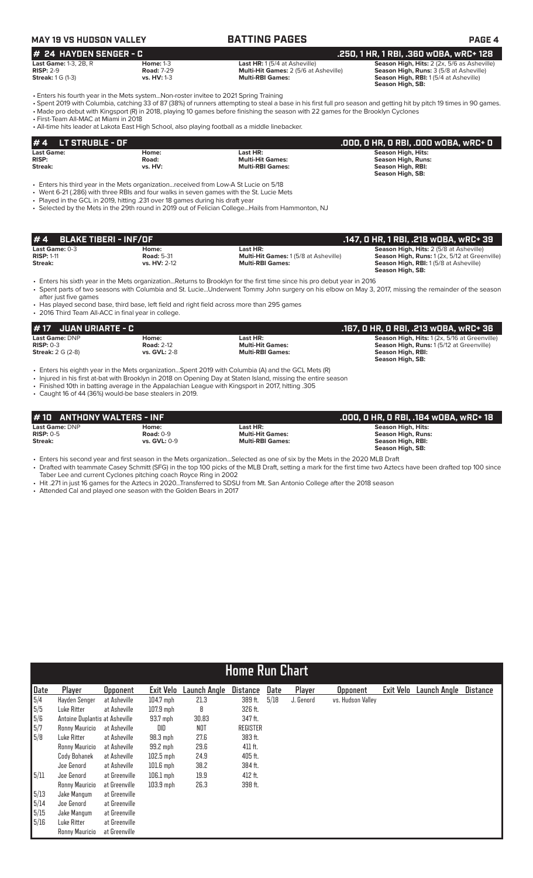**MAY 19 VS HUDSON VALLEY** | **BATTING PAGES**

## # 24 HAYDEN SENGER - C
**.250, 1 HR, 1 RBI, .360 wOBA, wRC+ 128**

| | | | |
|---|---|---|---|
| **Last Game:** 1-3, 2B, R | **Home:** 1-3 | **Last HR:** 1 (5/4 at Asheville) | **Season High, Hits:** 2 (2x, 5/6 as Asheville) |
| **RISP:** 2-9 | **Road:** 7-29 | **Multi-Hit Games:** 2 (5/6 at Asheville) | **Season High, Runs:** 3 (5/8 at Asheville) |
| **Streak:** 1 G (1-3) | **vs. HV:** 1-3 | **Multi-RBI Games:** | **Season High, RBI:** 1 (5/4 at Asheville) |
| | | | **Season High, SB:** |

- Enters his fourth year in the Mets system...Non-roster invitee to 2021 Spring Training
- Spent 2019 with Columbia, catching 33 of 87 (38%) of runners attempting to steal a base in his first full pro season and getting hit by pitch 19 times in 90 games.
- Made pro debut with Kingsport (R) in 2018, playing 10 games before finishing the season with 22 games for the Brooklyn Cyclones
- First-Team All-MAC at Miami in 2018
- All-time hits leader at Lakota East High School, also playing football as a middle linebacker.

## # 4 LT STRUBLE - OF
**.000, 0 HR, 0 RBI, .000 wOBA, wRC+ 0**

| | | | |
|---|---|---|---|
| **Last Game:** | **Home:** | **Last HR:** | **Season High, Hits:** |
| **RISP:** | **Road:** | **Multi-Hit Games:** | **Season High, Runs:** |
| **Streak:** | **vs. HV:** | **Multi-RBI Games:** | **Season High, RBI:** |
| | | | **Season High, SB:** |

- Enters his third year in the Mets organization...received from Low-A St Lucie on 5/18
- Went 6-21 (.286) with three RBIs and four walks in seven games with the St. Lucie Mets
- Played in the GCL in 2019, hitting .231 over 18 games during his draft year
- Selected by the Mets in the 29th round in 2019 out of Felician College...Hails from Hammonton, NJ

## # 4 BLAKE TIBERI - INF/OF
**.147, 0 HR, 1 RBI, .218 wOBA, wRC+ 39**

| | | | |
|---|---|---|---|
| **Last Game:** 0-3 | **Home:** | **Last HR:** | **Season High, Hits:** 2 (5/8 at Asheville) |
| **RISP:** 1-11 | **Road:** 5-31 | **Multi-Hit Games:** 1 (5/8 at Asheville) | **Season High, Runs:** 1 (2x, 5/12 at Greenville) |
| **Streak:** | **vs. HV:** 2-12 | **Multi-RBI Games:** | **Season High, RBI:** 1 (5/8 at Asheville) |
| | | | **Season High, SB:** |

- Enters his sixth year in the Mets organization...Returns to Brooklyn for the first time since his pro debut year in 2016
- Spent parts of two seasons with Columbia and St. Lucie...Underwent Tommy John surgery on his elbow on May 3, 2017, missing the remainder of the season after just five games
- Has played second base, third base, left field and right field across more than 295 games
- 2016 Third Team All-ACC in final year in college.

## # 17 JUAN URIARTE - C
**.167, 0 HR, 0 RBI, .213 wOBA, wRC+ 36**

| | | | |
|---|---|---|---|
| **Last Game:** DNP | **Home:** | **Last HR:** | **Season High, Hits:** 1 (2x, 5/16 at Greenville) |
| **RISP:** 0-3 | **Road:** 2-12 | **Multi-Hit Games:** | **Season High, Runs:** 1 (5/12 at Greenville) |
| **Streak:** 2 G (2-8) | **vs. GVL:** 2-8 | **Multi-RBI Games:** | **Season High, RBI:** |
| | | | **Season High, SB:** |

- Enters his eighth year in the Mets organization...Spent 2019 with Columbia (A) and the GCL Mets (R)
- Injured in his first at-bat with Brooklyn in 2018 on Opening Day at Staten Island, missing the entire season
- Finished 10th in batting average in the Appalachian League with Kingsport in 2017, hitting .305
- Caught 16 of 44 (36%) would-be base stealers in 2019.

## # 10 ANTHONY WALTERS - INF
**.000, 0 HR, 0 RBI, .184 wOBA, wRC+ 18**

| | | | |
|---|---|---|---|
| **Last Game:** DNP | **Home:** | **Last HR:** | **Season High, Hits:** |
| **RISP:** 0-5 | **Road:** 0-9 | **Multi-Hit Games:** | **Season High, Runs:** |
| **Streak:** | **vs. GVL:** 0-9 | **Multi-RBI Games:** | **Season High, RBI:** |
| | | | **Season High, SB:** |

- Enters his second year and first season in the Mets organization...Selected as one of six by the Mets in the 2020 MLB Draft
- Drafted with teammate Casey Schmitt (SFG) in the top 100 picks of the MLB Draft, setting a mark for the first time two Aztecs have been drafted top 100 since Taber Lee and current Cyclones pitching coach Royce Ring in 2002
- Hit .271 in just 16 games for the Aztecs in 2020...Transferred to SDSU from Mt. San Antonio College after the 2018 season
- Attended Cal and played one season with the Golden Bears in 2017

## Home Run Chart

| Date | Player | Opponent | Exit Velo | Launch Angle | Distance | Date | Player | Opponent | Exit Velo | Launch Angle | Distance |
|---|---|---|---|---|---|---|---|---|---|---|---|
| 5/4 | Hayden Senger | at Asheville | 104.7 mph | 21.3 | 389 ft. | 5/18 | J. Genord | vs. Hudson Valley | | | |
| 5/5 | Luke Ritter | at Asheville | 107.9 mph | 8 | 326 ft. | | | | | | |
| 5/6 | Antoine Duplantis | at Asheville | 93.7 mph | 30.83 | 347 ft. | | | | | | |
| 5/7 | Ronny Mauricio | at Asheville | DID | NOT | REGISTER | | | | | | |
| 5/8 | Luke Ritter | at Asheville | 98.3 mph | 27.6 | 383 ft. | | | | | | |
| | Ronny Mauricio | at Asheville | 99.2 mph | 29.6 | 411 ft. | | | | | | |
| | Cody Bohanek | at Asheville | 102.5 mph | 24.9 | 405 ft. | | | | | | |
| | Joe Genord | at Asheville | 101.6 mph | 38.2 | 384 ft. | | | | | | |
| 5/11 | Joe Genord | at Greenville | 106.1 mph | 19.9 | 412 ft. | | | | | | |
| | Ronny Mauricio | at Greenville | 103.9 mph | 26.3 | 398 ft. | | | | | | |
| 5/13 | Jake Mangum | at Greenville | | | | | | | | | |
| 5/14 | Joe Genord | at Greenville | | | | | | | | | |
| 5/15 | Jake Mangum | at Greenville | | | | | | | | | |
| 5/16 | Luke Ritter | at Greenville | | | | | | | | | |
| | Ronny Mauricio | at Greenville | | | | | | | | | |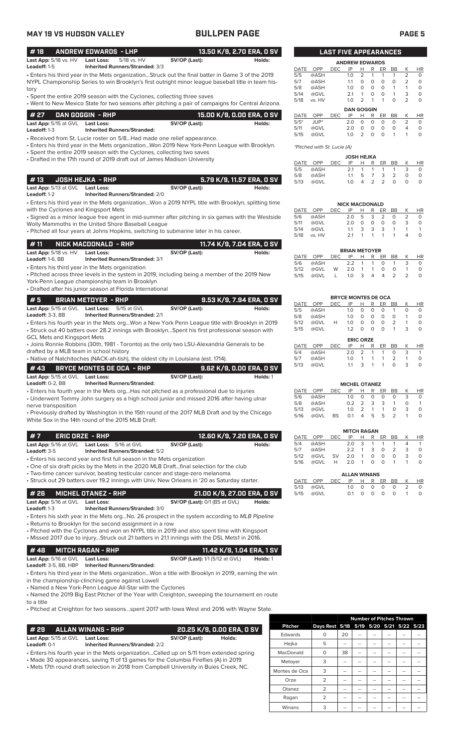## MAY 19 VS HUDSON VALLEY — BULLPEN PAGE

### # 18 ANDREW EDWARDS - LHP — 13.50 K/9, 2.70 ERA, 0 SV

**Last App:** 5/18 vs. HV **Last Loss:** 5/18 vs. HV **SV/OP (Last):** **Holds:**
**Leadoff:** 1-5 **Inherited Runners/Stranded:** 3/3

- Enters his third year in the Mets organization...Struck out the final batter in Game 3 of the 2019 NYPL Championship Series to win Brooklyn's first outright minor league baseball title in team history
- Spent the entire 2019 season with the Cyclones, collecting three saves
- Went to New Mexico State for two seasons after pitching a pair of campaigns for Central Arizona.

### # 27 DAN GOGGIN - RHP — 15.00 K/9, 0.00 ERA, 0 SV

**Last App:** 5/15 at GVL **Last Loss:** **SV/OP (Last):** **Holds:**
**Leadoff:** 1-3 **Inherited Runners/Stranded:**

- Received from St. Lucie roster on 5/8...Had made one relief appearance.
- Enters his third year in the Mets organization...Won 2019 New York-Penn League with Brooklyn.
- Spent the entire 2019 season with the Cyclones, collecting two saves
- Drafted in the 17th round of 2019 draft out of James Madison University

### # 13 JOSH HEJKA - RHP — 5.79 K/9, 11.57 ERA, 0 SV

**Last App:** 5/13 at GVL **Last Loss:** **SV/OP (Last):** **Holds:**
**Leadoff:** 1-2 **Inherited Runners/Stranded:** 2/0

- Enters his third year in the Mets organization...Won a 2019 NYPL title with Brooklyn, splitting time with the Cyclones and Kingsport Mets
- Signed as a minor league free agent in mid-summer after pitching in six games with the Westside Wolly Mammoths in the United Shore Baseball League
- Pitched all four years at Johns Hopkins, switching to submarine later in his career.

### # 11 NICK MACDONALD - RHP — 11.74 K/9, 7.04 ERA, 0 SV

**Last App:** 5/18 vs. HV **Last Loss:** **SV/OP (Last):** **Holds:**
**Leadoff:** 1-6, BB **Inherited Runners/Stranded:** 3/1

- Enters his third year in the Mets organization
- Pitched across three levels in the system in 2019, including being a member of the 2019 New York-Penn League championship team in Brooklyn
- Drafted after his junior season at Florida International

### # 5 BRIAN METOYER - RHP — 9.53 K/9, 7.94 ERA, 0 SV

**Last App:** 5/15 at GVL **Last Loss:** 5/15 at GVL **SV/OP (Last):** **Holds:**
**Leadoff:** 3-3, BB **Inherited Runners/Stranded:** 2/1

- Enters his fourth year in the Mets org...Won a New York Penn League title with Brooklyn in 2019
- Struck out 40 batters over 28.2 innings with Brooklyn...Spent his first professional season with GCL Mets and Kingsport Mets
- Joins Ronnie Robbins (30th, 1981 - Toronto) as the only two LSU-Alexandria Generals to be drafted by a MLB team in school history
- Native of Natchitoches (NACK-ah-tish), the oldest city in Louisiana (est. 1714).

### # 43 BRYCE MONTES DE OCA - RHP — 9.62 K/9, 0.00 ERA, 0 SV

**Last App:** 5/15 at GVL **Last Loss:** **SV/OP (Last):** **Holds:** 1
**Leadoff:** 0-2, BB **Inherited Runners/Stranded:**

- Enters his fourth year in the Mets org...Has not pitched as a professional due to injuries
- Underwent Tommy John surgery as a high school junior and missed 2016 after having ulnar nerve transposition
- Previously drafted by Washington in the 15th round of the 2017 MLB Draft and by the Chicago White Sox in the 14th round of the 2015 MLB Draft.

### # 7 ERIC ORZE - RHP — 12.60 K/9, 7.20 ERA, 0 SV

**Last App:** 5/16 at GVL **Last Loss:** 5/16 at GVL **SV/OP (Last):** **Holds:**
**Leadoff:** 3-5 **Inherited Runners/Stranded:** 5/2

- Enters his second year and first full season in the Mets organization
- One of six draft picks by the Mets in the 2020 MLB Draft...final selection for the club
- Two-time cancer survivor, beating testicular cancer and stage-zero melanoma
- Struck out 29 batters over 19.2 innings with Univ. New Orleans in '20 as Saturday starter.

### # 26 MICHEL OTANEZ - RHP — 21.00 K/9, 27.00 ERA, 0 SV

**Last App:** 5/16 at GVL **Last Loss:** **SV/OP (Last):** 0/1 (BS at GVL) **Holds:**
**Leadoff:** 1-3 **Inherited Runners/Stranded:** 3/0

- Enters his sixth year in the Mets org...No. 26 prospect in the system according to *MLB Pipeline*
- Returns to Brooklyn for the second assignment in a row
- Pitched with the Cyclones and won an NYPL title in 2019 and also spent time with Kingsport
- Missed 2017 due to injury...Struck out 21 batters in 21.1 innings with the DSL Mets1 in 2016.

### # 48 MITCH RAGAN - RHP — 11.42 K/9, 1.04 ERA, 1 SV

**Last App:** 5/16 at GVL **Last Loss:** **SV/OP (Last):** 1/1 (5/12 at GVL) **Holds:** 1
**Leadoff:** 3-5, BB, HBP **Inherited Runners/Stranded:**

- Enters his third year in the Mets organization...Won a title with Brooklyn in 2019, earning the win in the championship-clinching game against Lowell
- Named a New York-Penn League All-Star with the Cyclones
- Named the 2019 Big East Pitcher of the Year with Creighton, sweeping the tournament en route to a title
- Pitched at Creighton for two seasons...spent 2017 with Iowa West and 2016 with Wayne State.

### # 29 ALLAN WINANS - RHP — 20.25 K/9, 0.00 ERA, 0 SV

**Last App:** 5/15 at GVL **Last Loss:** **SV/OP (Last):** **Holds:**
**Leadoff:** 0-1 **Inherited Runners/Stranded:** 2/2

- Enters his fourth year in the Mets organization...Called up on 5/11 from extended spring
- Made 30 appearances, saving 11 of 13 games for the Columbia Fireflies (A) in 2019
- Mets 17th round draft selection in 2018 from Campbell University in Buies Creek, NC.

## LAST FIVE APPEARANCES

**ANDREW EDWARDS**

| DATE | OPP | DEC | IP | H | R | ER | BB | K | HR |
|---|---|---|---|---|---|---|---|---|---|
| 5/5 | @ASH | | 1.0 | 2 | 1 | 1 | 1 | 2 | 0 |
| 5/7 | @ASH | | 1.1 | 0 | 0 | 0 | 0 | 2 | 0 |
| 5/8 | @ASH | | 1.0 | 0 | 0 | 0 | 1 | 1 | 0 |
| 5/14 | @GVL | | 2.1 | 1 | 0 | 0 | 1 | 3 | 0 |
| 5/18 | vs. HV | | 1.0 | 2 | 1 | 1 | 0 | 2 | 0 |

**DAN GOGGIN**

| DATE | OPP | DEC | IP | H | R | ER | BB | K | HR |
|---|---|---|---|---|---|---|---|---|---|
| 5/5* | JUP* | | 2.0 | 0 | 0 | 0 | 0 | 2 | 0 |
| 5/11 | @GVL | | 2.0 | 0 | 0 | 0 | 0 | 4 | 0 |
| 5/15 | @GVL | | 1.0 | 2 | 0 | 0 | 1 | 1 | 0 |

*Pitched with St. Lucie (A)*

**JOSH HEJKA**

| DATE | OPP | DEC | IP | H | R | ER | BB | K | HR |
|---|---|---|---|---|---|---|---|---|---|
| 5/5 | @ASH | | 2.1 | 1 | 1 | 1 | 1 | 3 | 0 |
| 5/8 | @ASH | | 1.1 | 5 | 7 | 3 | 2 | 0 | 0 |
| 5/13 | @GVL | | 1.0 | 4 | 2 | 2 | 0 | 0 | 0 |

**NICK MACDONALD**

| DATE | OPP | DEC | IP | H | R | ER | BB | K | HR |
|---|---|---|---|---|---|---|---|---|---|
| 5/6 | @ASH | | 2.0 | 5 | 3 | 2 | 0 | 2 | 0 |
| 5/11 | @GVL | | 2.0 | 0 | 0 | 0 | 0 | 3 | 0 |
| 5/14 | @GVL | | 1.1 | 3 | 3 | 3 | 1 | 1 | 1 |
| 5/18 | vs. HV | | 2.1 | 1 | 1 | 1 | 1 | 4 | 0 |

**BRIAN METOYER**

| DATE | OPP | DEC | IP | H | R | ER | BB | K | HR |
|---|---|---|---|---|---|---|---|---|---|
| 5/6 | @ASH | | 2.2 | 1 | 1 | 0 | 1 | 3 | 0 |
| 5/12 | @GVL | W | 2.0 | 1 | 1 | 0 | 0 | 1 | 0 |
| 5/15 | @GVL | L | 1.0 | 3 | 4 | 4 | 2 | 2 | 0 |

**BRYCE MONTES DE OCA**

| DATE | OPP | DEC | IP | H | R | ER | BB | K | HR |
|---|---|---|---|---|---|---|---|---|---|
| 5/5 | @ASH | | 1.0 | 0 | 0 | 0 | 1 | 0 | 0 |
| 5/8 | @ASH | | 1.0 | 0 | 0 | 0 | 0 | 1 | 0 |
| 5/12 | @GVL | H | 1.0 | 0 | 0 | 0 | 2 | 1 | 0 |
| 5/15 | @GVL | | 1.2 | 0 | 0 | 0 | 1 | 3 | 0 |

**ERIC ORZE**

| DATE | OPP | DEC | IP | H | R | ER | BB | K | HR |
|---|---|---|---|---|---|---|---|---|---|
| 5/4 | @ASH | | 2.0 | 2 | 1 | 1 | 0 | 3 | 1 |
| 5/7 | @ASH | | 1.0 | 1 | 1 | 1 | 2 | 1 | 0 |
| 5/13 | @GVL | | 1.1 | 3 | 1 | 1 | 0 | 3 | 0 |

**MICHEL OTANEZ**

| DATE | OPP | DEC | IP | H | R | ER | BB | K | HR |
|---|---|---|---|---|---|---|---|---|---|
| 5/6 | @ASH | | 1.0 | 0 | 0 | 0 | 0 | 3 | 0 |
| 5/8 | @ASH | | 0.2 | 2 | 3 | 3 | 1 | 0 | 1 |
| 5/13 | @GVL | | 1.0 | 2 | 1 | 1 | 0 | 3 | 0 |
| 5/16 | @GVL | BS | 0.1 | 4 | 5 | 5 | 2 | 1 | 0 |

**MITCH RAGAN**

| DATE | OPP | DEC | IP | H | R | ER | BB | K | HR |
|---|---|---|---|---|---|---|---|---|---|
| 5/4 | @ASH | | 2.0 | 3 | 1 | 1 | 1 | 4 | 1 |
| 5/7 | @ASH | | 2.2 | 1 | 3 | 0 | 2 | 3 | 0 |
| 5/12 | @GVL | SV | 2.0 | 1 | 0 | 0 | 0 | 3 | 0 |
| 5/16 | @GVL | H | 2.0 | 1 | 0 | 0 | 1 | 1 | 0 |

**ALLAN WINANS**

| DATE | OPP | DEC | IP | H | R | ER | BB | K | HR |
|---|---|---|---|---|---|---|---|---|---|
| 5/13 | @GVL | | 1.0 | 0 | 0 | 0 | 0 | 2 | 0 |
| 5/15 | @GVL | | 0.1 | 0 | 0 | 0 | 0 | 1 | 0 |

## Number of Pitches Thrown

| Pitcher | Days Rest | 5/18 | 5/19 | 5/20 | 5/21 | 5/22 | 5/23 |
|---|---|---|---|---|---|---|---|
| Edwards | 0 | 20 | -- | -- | -- | -- | -- |
| Hejka | 5 | -- | -- | -- | -- | -- | -- |
| MacDonald | 0 | 38 | -- | -- | -- | -- | -- |
| Metoyer | 3 | -- | -- | -- | -- | -- | -- |
| Montes de Oca | 3 | -- | -- | -- | -- | -- | -- |
| Orze | 2 | -- | -- | -- | -- | -- | -- |
| Otanez | 2 | -- | -- | -- | -- | -- | -- |
| Ragan | 2 | -- | -- | -- | -- | -- | -- |
| Winans | 3 | -- | -- | -- | -- | -- | -- |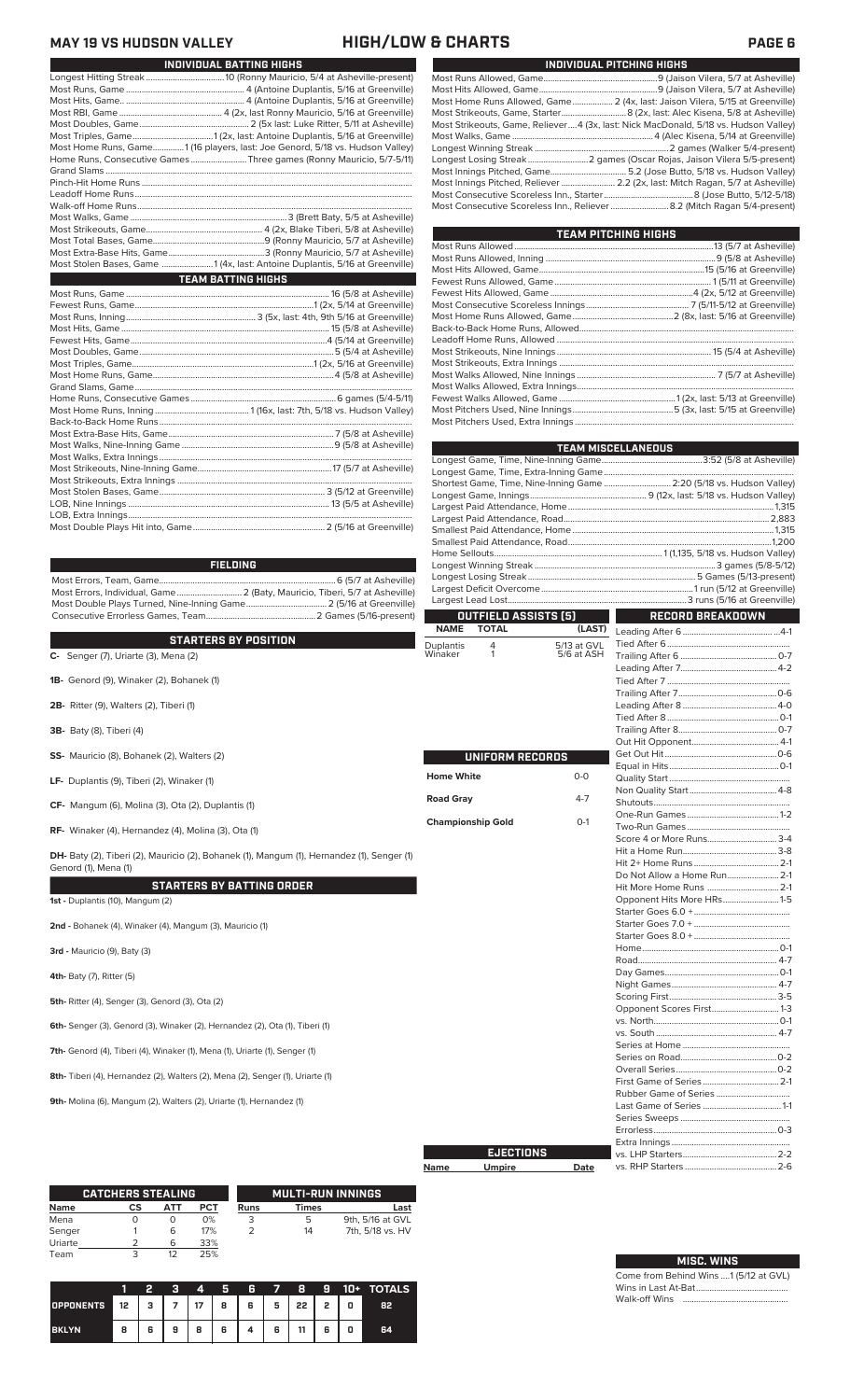# MAY 19 VS HUDSON VALLEY — HIGH/LOW & CHARTS

## INDIVIDUAL BATTING HIGHS

| | |
|---|---|
| Longest Hitting Streak | 10 (Ronny Mauricio, 5/4 at Asheville-present) |
| Most Runs, Game | 4 (Antoine Duplantis, 5/16 at Greenville) |
| Most Hits, Game | 4 (Antoine Duplantis, 5/16 at Greenville) |
| Most RBI, Game | 4 (2x, last Ronny Mauricio, 5/16 at Greenville) |
| Most Doubles, Game | 2 (5x last: Luke Ritter, 5/11 at Asheville) |
| Most Triples, Game | 1 (2x, last: Antoine Duplantis, 5/16 at Greenville) |
| Most Home Runs, Game | 1 (16 players, last: Joe Genord, 5/18 vs. Hudson Valley) |
| Home Runs, Consecutive Games | Three games (Ronny Mauricio, 5/7-5/11) |
| Grand Slams | |
| Pinch-Hit Home Runs | |
| Leadoff Home Runs | |
| Walk-off Home Runs | |
| Most Walks, Game | 3 (Brett Baty, 5/5 at Asheville) |
| Most Strikeouts, Game | 4 (2x, Blake Tiberi, 5/8 at Asheville) |
| Most Total Bases, Game | 9 (Ronny Mauricio, 5/7 at Asheville) |
| Most Extra-Base Hits, Game | 3 (Ronny Mauricio, 5/7 at Asheville) |
| Most Stolen Bases, Game | 1 (4x, last: Antoine Duplantis, 5/16 at Greenville) |

## TEAM BATTING HIGHS

| | |
|---|---|
| Most Runs, Game | 16 (5/8 at Asheville) |
| Fewest Runs, Game | 1 (2x, 5/14 at Greenville) |
| Most Runs, Inning | 3 (5x, last: 4th, 9th 5/16 at Greenville) |
| Most Hits, Game | 15 (5/8 at Asheville) |
| Fewest Hits, Game | 4 (5/14 at Greenville) |
| Most Doubles, Game | 5 (5/4 at Asheville) |
| Most Triples, Game | 1 (2x, 5/16 at Greenville) |
| Most Home Runs, Game | 4 (5/8 at Asheville) |
| Grand Slams, Game | |
| Home Runs, Consecutive Games | 6 games (5/4-5/11) |
| Most Home Runs, Inning | 1 (16x, last: 7th, 5/18 vs. Hudson Valley) |
| Back-to-Back Home Runs | |
| Most Extra-Base Hits, Game | 7 (5/8 at Asheville) |
| Most Walks, Nine-Inning Game | 9 (5/8 at Asheville) |
| Most Walks, Extra Innings | |
| Most Strikeouts, Nine-Inning Game | 17 (5/7 at Asheville) |
| Most Strikeouts, Extra Innings | |
| Most Stolen Bases, Game | 3 (5/12 at Greenville) |
| LOB, Nine Innings | 13 (5/5 at Asheville) |
| LOB, Extra Innings | |
| Most Double Plays Hit into, Game | 2 (5/16 at Greenville) |

## FIELDING

| | |
|---|---|
| Most Errors, Team, Game | 6 (5/7 at Asheville) |
| Most Errors, Individual, Game | 2 (Baty, Mauricio, Tiberi, 5/7 at Asheville) |
| Most Double Plays Turned, Nine-Inning Game | 2 (5/16 at Greenville) |
| Consecutive Errorless Games, Team | 2 Games (5/16-present) |

## STARTERS BY POSITION

**C-** Senger (7), Uriarte (3), Mena (2)

**1B-** Genord (9), Winaker (2), Bohanek (1)

**2B-** Ritter (9), Walters (2), Tiberi (1)

**3B-** Baty (8), Tiberi (4)

**SS-** Mauricio (8), Bohanek (2), Walters (2)

**LF-** Duplantis (9), Tiberi (2), Winaker (1)

**CF-** Mangum (6), Molina (3), Ota (2), Duplantis (1)

**RF-** Winaker (4), Hernandez (4), Molina (3), Ota (1)

**DH-** Baty (2), Tiberi (2), Mauricio (2), Bohanek (1), Mangum (1), Hernandez (1), Senger (1) Genord (1), Mena (1)

## STARTERS BY BATTING ORDER

**1st -** Duplantis (10), Mangum (2)

**2nd -** Bohanek (4), Winaker (4), Mangum (3), Mauricio (1)

**3rd -** Mauricio (9), Baty (3)

**4th-** Baty (7), Ritter (5)

**5th-** Ritter (4), Senger (3), Genord (3), Ota (2)

**6th-** Senger (3), Genord (3), Winaker (2), Hernandez (2), Ota (1), Tiberi (1)

**7th-** Genord (4), Tiberi (4), Winaker (1), Mena (1), Uriarte (1), Senger (1)

**8th-** Tiberi (4), Hernandez (2), Walters (2), Mena (2), Senger (1), Uriarte (1)

**9th-** Molina (6), Mangum (2), Walters (2), Uriarte (1), Hernandez (1)

## CATCHERS STEALING

| Name | CS | ATT | PCT |
|---|---|---|---|
| Mena | 0 | 0 | 0% |
| Senger | 1 | 6 | 17% |
| Uriarte | 2 | 6 | 33% |
| Team | 3 | 12 | 25% |

## MULTI-RUN INNINGS

| Runs | Times | Last |
|---|---|---|
| 3 | 5 | 9th, 5/16 at GVL |
| 2 | 14 | 7th, 5/18 vs. HV |

| | 1 | 2 | 3 | 4 | 5 | 6 | 7 | 8 | 9 | 10+ | TOTALS |
|---|---|---|---|---|---|---|---|---|---|---|---|
| OPPONENTS | 12 | 3 | 7 | 17 | 8 | 6 | 5 | 22 | 2 | 0 | 82 |
| BKLYN | 8 | 6 | 9 | 8 | 6 | 4 | 6 | 11 | 6 | 0 | 64 |

## INDIVIDUAL PITCHING HIGHS

| | |
|---|---|
| Most Runs Allowed, Game | 9 (Jaison Vilera, 5/7 at Asheville) |
| Most Hits Allowed, Game | 9 (Jaison Vilera, 5/7 at Asheville) |
| Most Home Runs Allowed, Game | 2 (4x, last: Jaison Vilera, 5/15 at Greenville) |
| Most Strikeouts, Game, Starter | 8 (2x, last: Alec Kisena, 5/8 at Asheville) |
| Most Strikeouts, Game, Reliever | 4 (3x, last: Nick MacDonald, 5/18 vs. Hudson Valley) |
| Most Walks, Game | 4 (Alec Kisena, 5/14 at Greenville) |
| Longest Winning Streak | 2 games (Walker 5/4-present) |
| Longest Losing Streak | 2 games (Oscar Rojas, Jaison Vilera 5/5-present) |
| Most Innings Pitched, Game | 5.2 (Jose Butto, 5/18 vs. Hudson Valley) |
| Most Innings Pitched, Reliever | 2.2 (2x, last: Mitch Ragan, 5/7 at Asheville) |
| Most Consecutive Scoreless Inn., Starter | 8 (Jose Butto, 5/12-5/18) |
| Most Consecutive Scoreless Inn., Reliever | 8.2 (Mitch Ragan 5/4-present) |

## TEAM PITCHING HIGHS

| | |
|---|---|
| Most Runs Allowed | 13 (5/7 at Asheville) |
| Most Runs Allowed, Inning | 9 (5/8 at Asheville) |
| Most Hits Allowed, Game | 15 (5/16 at Greenville) |
| Fewest Runs Allowed, Game | 1 (5/11 at Greenville) |
| Fewest Hits Allowed, Game | 4 (2x, 5/12 at Greenville) |
| Most Consecutive Scoreless Innings | 7 (5/11-5/12 at Greenville) |
| Most Home Runs Allowed, Game | 2 (8x, last: 5/16 at Greenville) |
| Back-to-Back Home Runs, Allowed | |
| Leadoff Home Runs, Allowed | |
| Most Strikeouts, Nine Innings | 15 (5/4 at Asheville) |
| Most Strikeouts, Extra Innings | |
| Most Walks Allowed, Nine Innings | 7 (5/7 at Asheville) |
| Most Walks Allowed, Extra Innings | |
| Fewest Walks Allowed, Game | 1 (2x, last: 5/13 at Greenville) |
| Most Pitchers Used, Nine Innings | 5 (3x, last: 5/15 at Greenville) |
| Most Pitchers Used, Extra Innings | |

## TEAM MISCELLANEOUS

| | |
|---|---|
| Longest Game, Time, Nine-Inning Game | 3:52 (5/8 at Asheville) |
| Longest Game, Time, Extra-Inning Game | |
| Shortest Game, Time, Nine-Inning Game | 2:20 (5/18 vs. Hudson Valley) |
| Longest Game, Innings | 9 (12x, last: 5/18 vs. Hudson Valley) |
| Largest Paid Attendance, Home | 1,315 |
| Largest Paid Attendance, Road | 2,883 |
| Smallest Paid Attendance, Home | 1,315 |
| Smallest Paid Attendance, Road | 1,200 |
| Home Sellouts | 1 (1,135, 5/18 vs. Hudson Valley) |
| Longest Winning Streak | 3 games (5/8-5/12) |
| Longest Losing Streak | 5 Games (5/13-present) |
| Largest Deficit Overcome | 1 run (5/12 at Greenville) |
| Largest Lead Lost | 3 runs (5/16 at Greenville) |

## OUTFIELD ASSISTS (5)

| NAME | TOTAL | (LAST) |
|---|---|---|
| Duplantis | 4 | 5/13 at GVL |
| Winaker | 1 | 5/6 at ASH |

## UNIFORM RECORDS

| | |
|---|---|
| Home White | 0-0 |
| Road Gray | 4-7 |
| Championship Gold | 0-1 |

## EJECTIONS

| Name | Umpire | Date |
|---|---|---|

## RECORD BREAKDOWN

| | |
|---|---|
| Leading After 6 | 4-1 |
| Tied After 6 | |
| Trailing After 6 | 0-7 |
| Leading After 7 | 4-2 |
| Tied After 7 | |
| Trailing After 7 | 0-6 |
| Leading After 8 | 4-0 |
| Tied After 8 | 0-1 |
| Trailing After 8 | 0-7 |
| Out Hit Opponent | 4-1 |
| Get Out Hit | 0-6 |
| Equal in Hits | 0-1 |
| Quality Start | |
| Non Quality Start | 4-8 |
| Shutouts | |
| One-Run Games | 1-2 |
| Two-Run Games | |
| Score 4 or More Runs | 3-4 |
| Hit a Home Run | 3-8 |
| Hit 2+ Home Runs | 2-1 |
| Do Not Allow a Home Run | 2-1 |
| Hit More Home Runs | 2-1 |
| Opponent Hits More HRs | 1-5 |
| Starter Goes 6.0 + | |
| Starter Goes 7.0 + | |
| Starter Goes 8.0 + | |
| Home | 0-1 |
| Road | 4-7 |
| Day Games | 0-1 |
| Night Games | 4-7 |
| Scoring First | 3-5 |
| Opponent Scores First | 1-3 |
| vs. North | 0-1 |
| vs. South | 4-7 |
| Series at Home | |
| Series on Road | 0-2 |
| Overall Series | 0-2 |
| First Game of Series | 2-1 |
| Rubber Game of Series | |
| Last Game of Series | 1-1 |
| Series Sweeps | |
| Errorless | 0-3 |
| Extra Innings | |
| vs. LHP Starters | 2-2 |
| vs. RHP Starters | 2-6 |

## MISC. WINS

| | |
|---|---|
| Come from Behind Wins | 1 (5/12 at GVL) |
| Wins in Last At-Bat | |
| Walk-off Wins | |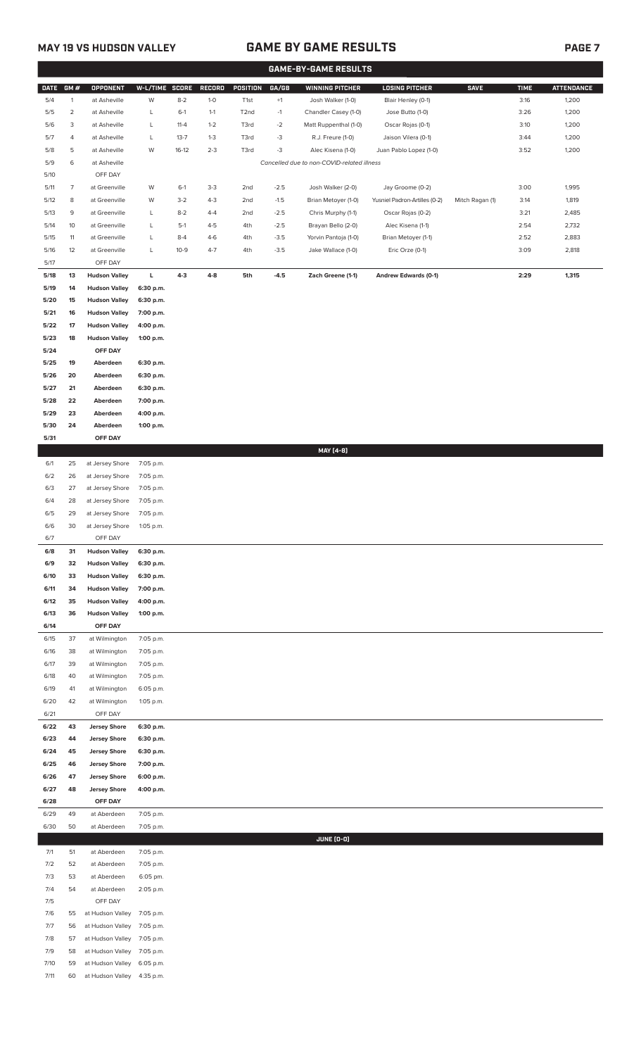## MAY 19 VS HUDSON VALLEY — GAME BY GAME RESULTS

### GAME-BY-GAME RESULTS

| DATE | GM # | OPPONENT | W-L/TIME | SCORE | RECORD | POSITION | GA/GB | WINNING PITCHER | LOSING PITCHER | SAVE | TIME | ATTENDANCE |
|---|---|---|---|---|---|---|---|---|---|---|---|---|
| 5/4 | 1 | at Asheville | W | 8-2 | 1-0 | T1st | +1 | Josh Walker (1-0) | Blair Henley (0-1) | | 3:16 | 1,200 |
| 5/5 | 2 | at Asheville | L | 6-1 | 1-1 | T2nd | -1 | Chandler Casey (1-0) | Jose Butto (1-0) | | 3:26 | 1,200 |
| 5/6 | 3 | at Asheville | L | 11-4 | 1-2 | T3rd | -2 | Matt Ruppenthal (1-0) | Oscar Rojas (0-1) | | 3:10 | 1,200 |
| 5/7 | 4 | at Asheville | L | 13-7 | 1-3 | T3rd | -3 | R.J. Freure (1-0) | Jaison Vilera (0-1) | | 3:44 | 1,200 |
| 5/8 | 5 | at Asheville | W | 16-12 | 2-3 | T3rd | -3 | Alec Kisena (1-0) | Juan Pablo Lopez (1-0) | | 3:52 | 1,200 |
| 5/9 | 6 | at Asheville | | | | | | *Cancelled due to non-COVID-related illness* | | | | |
| 5/10 | | OFF DAY | | | | | | | | | | |
| 5/11 | 7 | at Greenville | W | 6-1 | 3-3 | 2nd | -2.5 | Josh Walker (2-0) | Jay Groome (0-2) | | 3:00 | 1,995 |
| 5/12 | 8 | at Greenville | W | 3-2 | 4-3 | 2nd | -1.5 | Brian Metoyer (1-0) | Yusniel Padron-Artilles (0-2) | Mitch Ragan (1) | 3:14 | 1,819 |
| 5/13 | 9 | at Greenville | L | 8-2 | 4-4 | 2nd | -2.5 | Chris Murphy (1-1) | Oscar Rojas (0-2) | | 3:21 | 2,485 |
| 5/14 | 10 | at Greenville | L | 5-1 | 4-5 | 4th | -2.5 | Brayan Bello (2-0) | Alec Kisena (1-1) | | 2:54 | 2,732 |
| 5/15 | 11 | at Greenville | L | 8-4 | 4-6 | 4th | -3.5 | Yorvin Pantoja (1-0) | Brian Metoyer (1-1) | | 2:52 | 2,883 |
| 5/16 | 12 | at Greenville | L | 10-9 | 4-7 | 4th | -3.5 | Jake Wallace (1-0) | Eric Orze (0-1) | | 3:09 | 2,818 |
| 5/17 | | OFF DAY | | | | | | | | | | |
| **5/18** | **13** | **Hudson Valley** | **L** | **4-3** | **4-8** | **5th** | **-4.5** | **Zach Greene (1-1)** | **Andrew Edwards (0-1)** | | **2:29** | **1,315** |
| **5/19** | **14** | **Hudson Valley** | **6:30 p.m.** | | | | | | | | | |
| **5/20** | **15** | **Hudson Valley** | **6:30 p.m.** | | | | | | | | | |
| **5/21** | **16** | **Hudson Valley** | **7:00 p.m.** | | | | | | | | | |
| **5/22** | **17** | **Hudson Valley** | **4:00 p.m.** | | | | | | | | | |
| **5/23** | **18** | **Hudson Valley** | **1:00 p.m.** | | | | | | | | | |
| **5/24** | | **OFF DAY** | | | | | | | | | | |
| **5/25** | **19** | **Aberdeen** | **6:30 p.m.** | | | | | | | | | |
| **5/26** | **20** | **Aberdeen** | **6:30 p.m.** | | | | | | | | | |
| **5/27** | **21** | **Aberdeen** | **6:30 p.m.** | | | | | | | | | |
| **5/28** | **22** | **Aberdeen** | **7:00 p.m.** | | | | | | | | | |
| **5/29** | **23** | **Aberdeen** | **4:00 p.m.** | | | | | | | | | |
| **5/30** | **24** | **Aberdeen** | **1:00 p.m.** | | | | | | | | | |
| **5/31** | | **OFF DAY** | | | | | | | | | | |
| | | | | | | | | **MAY (4-8)** | | | | |
| 6/1 | 25 | at Jersey Shore | 7:05 p.m. | | | | | | | | | |
| 6/2 | 26 | at Jersey Shore | 7:05 p.m. | | | | | | | | | |
| 6/3 | 27 | at Jersey Shore | 7:05 p.m. | | | | | | | | | |
| 6/4 | 28 | at Jersey Shore | 7:05 p.m. | | | | | | | | | |
| 6/5 | 29 | at Jersey Shore | 7:05 p.m. | | | | | | | | | |
| 6/6 | 30 | at Jersey Shore | 1:05 p.m. | | | | | | | | | |
| 6/7 | | OFF DAY | | | | | | | | | | |
| **6/8** | **31** | **Hudson Valley** | **6:30 p.m.** | | | | | | | | | |
| **6/9** | **32** | **Hudson Valley** | **6:30 p.m.** | | | | | | | | | |
| **6/10** | **33** | **Hudson Valley** | **6:30 p.m.** | | | | | | | | | |
| **6/11** | **34** | **Hudson Valley** | **7:00 p.m.** | | | | | | | | | |
| **6/12** | **35** | **Hudson Valley** | **4:00 p.m.** | | | | | | | | | |
| **6/13** | **36** | **Hudson Valley** | **1:00 p.m.** | | | | | | | | | |
| **6/14** | | **OFF DAY** | | | | | | | | | | |
| 6/15 | 37 | at Wilmington | 7:05 p.m. | | | | | | | | | |
| 6/16 | 38 | at Wilmington | 7:05 p.m. | | | | | | | | | |
| 6/17 | 39 | at Wilmington | 7:05 p.m. | | | | | | | | | |
| 6/18 | 40 | at Wilmington | 7:05 p.m. | | | | | | | | | |
| 6/19 | 41 | at Wilmington | 6:05 p.m. | | | | | | | | | |
| 6/20 | 42 | at Wilmington | 1:05 p.m. | | | | | | | | | |
| 6/21 | | OFF DAY | | | | | | | | | | |
| **6/22** | **43** | **Jersey Shore** | **6:30 p.m.** | | | | | | | | | |
| **6/23** | **44** | **Jersey Shore** | **6:30 p.m.** | | | | | | | | | |
| **6/24** | **45** | **Jersey Shore** | **6:30 p.m.** | | | | | | | | | |
| **6/25** | **46** | **Jersey Shore** | **7:00 p.m.** | | | | | | | | | |
| **6/26** | **47** | **Jersey Shore** | **6:00 p.m.** | | | | | | | | | |
| **6/27** | **48** | **Jersey Shore** | **4:00 p.m.** | | | | | | | | | |
| **6/28** | | **OFF DAY** | | | | | | | | | | |
| 6/29 | 49 | at Aberdeen | 7:05 p.m. | | | | | | | | | |
| 6/30 | 50 | at Aberdeen | 7:05 p.m. | | | | | | | | | |
| | | | | | | | | **JUNE (0-0)** | | | | |
| 7/1 | 51 | at Aberdeen | 7:05 p.m. | | | | | | | | | |
| 7/2 | 52 | at Aberdeen | 7:05 p.m. | | | | | | | | | |
| 7/3 | 53 | at Aberdeen | 6:05 pm. | | | | | | | | | |
| 7/4 | 54 | at Aberdeen | 2:05 p.m. | | | | | | | | | |
| 7/5 | | OFF DAY | | | | | | | | | | |
| 7/6 | 55 | at Hudson Valley | 7:05 p.m. | | | | | | | | | |
| 7/7 | 56 | at Hudson Valley | 7:05 p.m. | | | | | | | | | |
| 7/8 | 57 | at Hudson Valley | 7:05 p.m. | | | | | | | | | |
| 7/9 | 58 | at Hudson Valley | 7:05 p.m. | | | | | | | | | |
| 7/10 | 59 | at Hudson Valley | 6:05 p.m. | | | | | | | | | |
| 7/11 | 60 | at Hudson Valley | 4:35 p.m. | | | | | | | | | |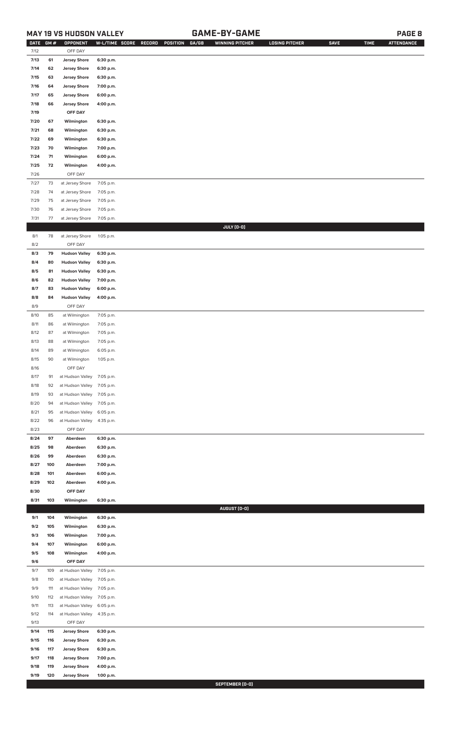## MAY 19 VS HUDSON VALLEY — GAME-BY-GAME

| DATE | GM # | OPPONENT | W-L/TIME | SCORE | RECORD | POSITION | GA/GB | WINNING PITCHER | LOSING PITCHER | SAVE | TIME | ATTENDANCE |
|---|---|---|---|---|---|---|---|---|---|---|---|---|
| 7/12 | | OFF DAY | | | | | | | | | | |
| 7/13 | 61 | Jersey Shore | 6:30 p.m. | | | | | | | | | |
| 7/14 | 62 | Jersey Shore | 6:30 p.m. | | | | | | | | | |
| 7/15 | 63 | Jersey Shore | 6:30 p.m. | | | | | | | | | |
| 7/16 | 64 | Jersey Shore | 7:00 p.m. | | | | | | | | | |
| 7/17 | 65 | Jersey Shore | 6:00 p.m. | | | | | | | | | |
| 7/18 | 66 | Jersey Shore | 4:00 p.m. | | | | | | | | | |
| 7/19 | | OFF DAY | | | | | | | | | | |
| 7/20 | 67 | Wilmington | 6:30 p.m. | | | | | | | | | |
| 7/21 | 68 | Wilmington | 6:30 p.m. | | | | | | | | | |
| 7/22 | 69 | Wilmington | 6:30 p.m. | | | | | | | | | |
| 7/23 | 70 | Wilmington | 7:00 p.m. | | | | | | | | | |
| 7/24 | 71 | Wilmington | 6:00 p.m. | | | | | | | | | |
| 7/25 | 72 | Wilmington | 4:00 p.m. | | | | | | | | | |
| 7/26 | | OFF DAY | | | | | | | | | | |
| 7/27 | 73 | at Jersey Shore | 7:05 p.m. | | | | | | | | | |
| 7/28 | 74 | at Jersey Shore | 7:05 p.m. | | | | | | | | | |
| 7/29 | 75 | at Jersey Shore | 7:05 p.m. | | | | | | | | | |
| 7/30 | 76 | at Jersey Shore | 7:05 p.m. | | | | | | | | | |
| 7/31 | 77 | at Jersey Shore | 7:05 p.m. | | | | | | | | | |
| | | | | | | | | JULY (0-0) | | | | |
| 8/1 | 78 | at Jersey Shore | 1:05 p.m. | | | | | | | | | |
| 8/2 | | OFF DAY | | | | | | | | | | |
| 8/3 | 79 | Hudson Valley | 6:30 p.m. | | | | | | | | | |
| 8/4 | 80 | Hudson Valley | 6:30 p.m. | | | | | | | | | |
| 8/5 | 81 | Hudson Valley | 6:30 p.m. | | | | | | | | | |
| 8/6 | 82 | Hudson Valley | 7:00 p.m. | | | | | | | | | |
| 8/7 | 83 | Hudson Valley | 6:00 p.m. | | | | | | | | | |
| 8/8 | 84 | Hudson Valley | 4:00 p.m. | | | | | | | | | |
| 8/9 | | OFF DAY | | | | | | | | | | |
| 8/10 | 85 | at Wilmington | 7:05 p.m. | | | | | | | | | |
| 8/11 | 86 | at Wilmington | 7:05 p.m. | | | | | | | | | |
| 8/12 | 87 | at Wilmington | 7:05 p.m. | | | | | | | | | |
| 8/13 | 88 | at Wilmington | 7:05 p.m. | | | | | | | | | |
| 8/14 | 89 | at Wilmington | 6:05 p.m. | | | | | | | | | |
| 8/15 | 90 | at Wilmington | 1:05 p.m. | | | | | | | | | |
| 8/16 | | OFF DAY | | | | | | | | | | |
| 8/17 | 91 | at Hudson Valley | 7:05 p.m. | | | | | | | | | |
| 8/18 | 92 | at Hudson Valley | 7:05 p.m. | | | | | | | | | |
| 8/19 | 93 | at Hudson Valley | 7:05 p.m. | | | | | | | | | |
| 8/20 | 94 | at Hudson Valley | 7:05 p.m. | | | | | | | | | |
| 8/21 | 95 | at Hudson Valley | 6:05 p.m. | | | | | | | | | |
| 8/22 | 96 | at Hudson Valley | 4:35 p.m. | | | | | | | | | |
| 8/23 | | OFF DAY | | | | | | | | | | |
| 8/24 | 97 | Aberdeen | 6:30 p.m. | | | | | | | | | |
| 8/25 | 98 | Aberdeen | 6:30 p.m. | | | | | | | | | |
| 8/26 | 99 | Aberdeen | 6:30 p.m. | | | | | | | | | |
| 8/27 | 100 | Aberdeen | 7:00 p.m. | | | | | | | | | |
| 8/28 | 101 | Aberdeen | 6:00 p.m. | | | | | | | | | |
| 8/29 | 102 | Aberdeen | 4:00 p.m. | | | | | | | | | |
| 8/30 | | OFF DAY | | | | | | | | | | |
| 8/31 | 103 | Wilmington | 6:30 p.m. | | | | | | | | | |
| | | | | | | | | AUGUST (0-0) | | | | |
| 9/1 | 104 | Wilmington | 6:30 p.m. | | | | | | | | | |
| 9/2 | 105 | Wilmington | 6:30 p.m. | | | | | | | | | |
| 9/3 | 106 | Wilmington | 7:00 p.m. | | | | | | | | | |
| 9/4 | 107 | Wilmington | 6:00 p.m. | | | | | | | | | |
| 9/5 | 108 | Wilmington | 4:00 p.m. | | | | | | | | | |
| 9/6 | | OFF DAY | | | | | | | | | | |
| 9/7 | 109 | at Hudson Valley | 7:05 p.m. | | | | | | | | | |
| 9/8 | 110 | at Hudson Valley | 7:05 p.m. | | | | | | | | | |
| 9/9 | 111 | at Hudson Valley | 7:05 p.m. | | | | | | | | | |
| 9/10 | 112 | at Hudson Valley | 7:05 p.m. | | | | | | | | | |
| 9/11 | 113 | at Hudson Valley | 6:05 p.m. | | | | | | | | | |
| 9/12 | 114 | at Hudson Valley | 4:35 p.m. | | | | | | | | | |
| 9/13 | | OFF DAY | | | | | | | | | | |
| 9/14 | 115 | Jersey Shore | 6:30 p.m. | | | | | | | | | |
| 9/15 | 116 | Jersey Shore | 6:30 p.m. | | | | | | | | | |
| 9/16 | 117 | Jersey Shore | 6:30 p.m. | | | | | | | | | |
| 9/17 | 118 | Jersey Shore | 7:00 p.m. | | | | | | | | | |
| 9/18 | 119 | Jersey Shore | 4:00 p.m. | | | | | | | | | |
| 9/19 | 120 | Jersey Shore | 1:00 p.m. | | | | | | | | | |
| | | | | | | | | SEPTEMBER (0-0) | | | | |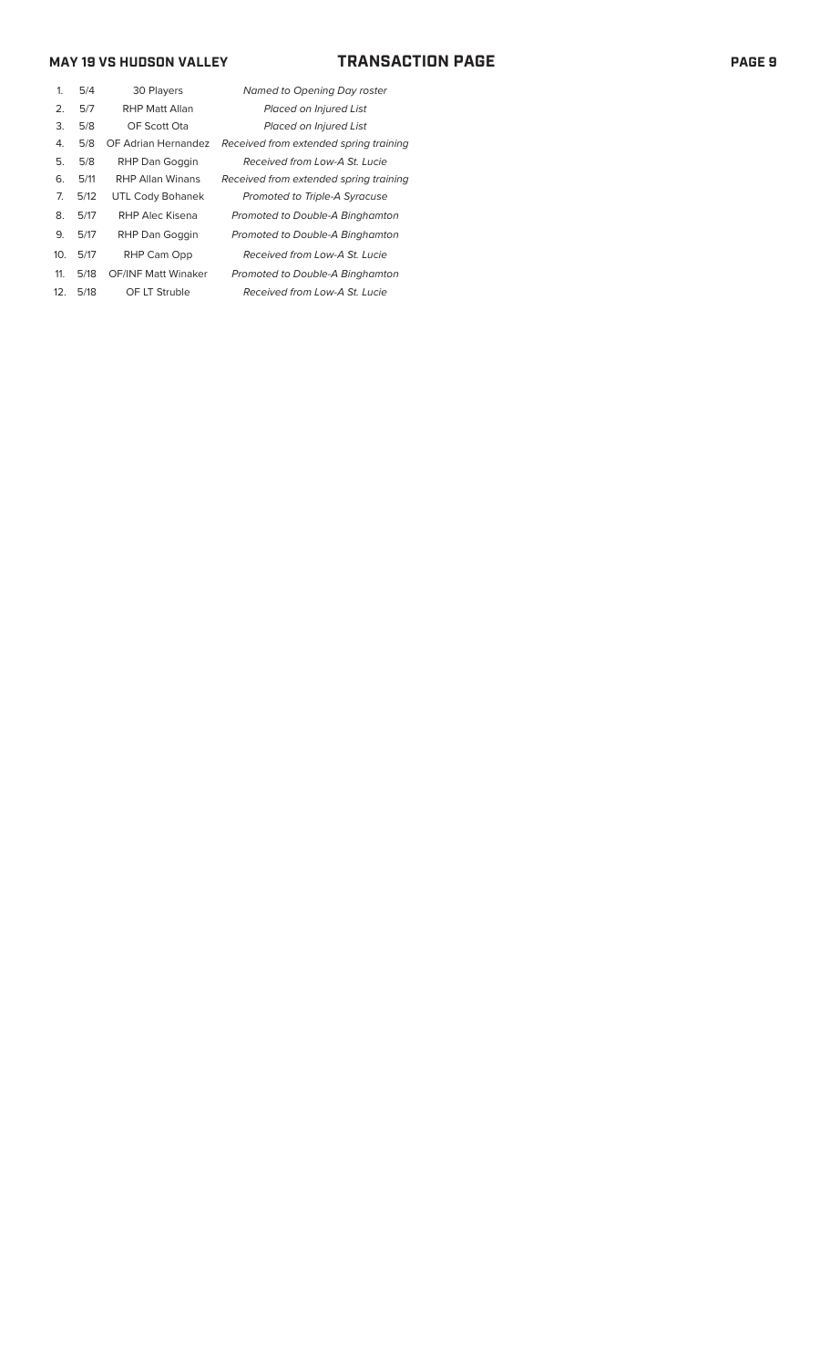# TRANSACTION PAGE

| | | | |
|---|---|---|---|
| 1. | 5/4 | 30 Players | *Named to Opening Day roster* |
| 2. | 5/7 | RHP Matt Allan | *Placed on Injured List* |
| 3. | 5/8 | OF Scott Ota | *Placed on Injured List* |
| 4. | 5/8 | OF Adrian Hernandez | *Received from extended spring training* |
| 5. | 5/8 | RHP Dan Goggin | *Received from Low-A St. Lucie* |
| 6. | 5/11 | RHP Allan Winans | *Received from extended spring training* |
| 7. | 5/12 | UTL Cody Bohanek | *Promoted to Triple-A Syracuse* |
| 8. | 5/17 | RHP Alec Kisena | *Promoted to Double-A Binghamton* |
| 9. | 5/17 | RHP Dan Goggin | *Promoted to Double-A Binghamton* |
| 10. | 5/17 | RHP Cam Opp | *Received from Low-A St. Lucie* |
| 11. | 5/18 | OF/INF Matt Winaker | *Promoted to Double-A Binghamton* |
| 12. | 5/18 | OF LT Struble | *Received from Low-A St. Lucie* |